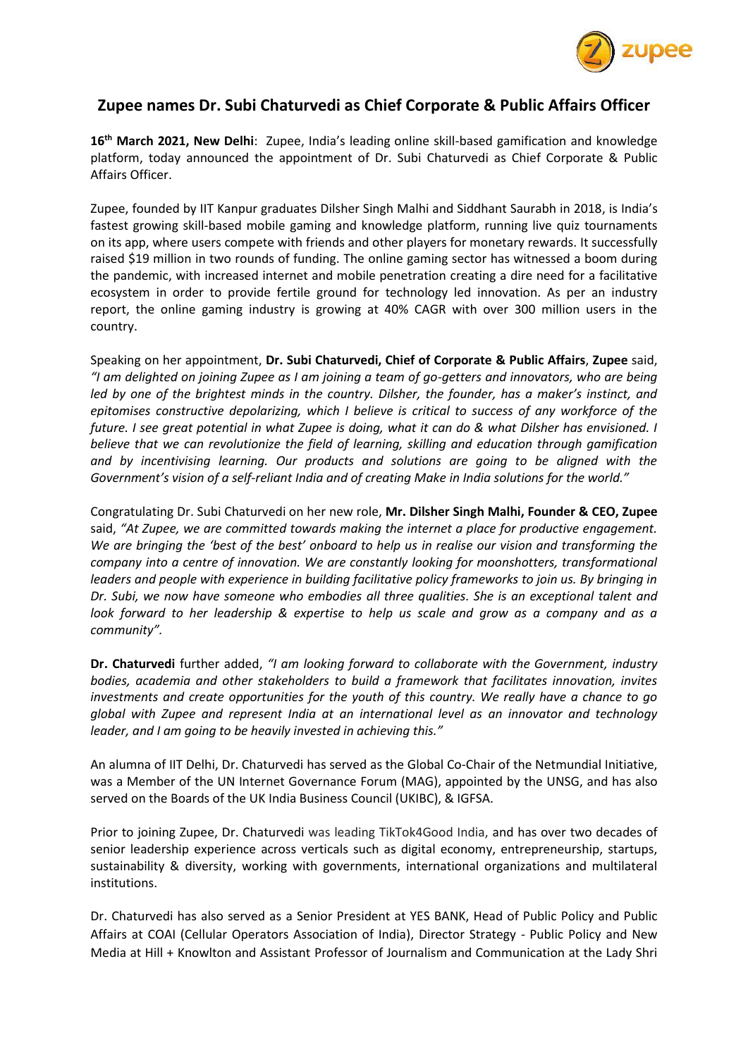## Zupee names Dr. Subi Chaturvedi as Chief Corporate & Public Affairs Officer

**16th March 2021, New Delhi**: Zupee, India's leading online skill-based gamification and knowledge platform, today announced the appointment of Dr. Subi Chaturvedi as Chief Corporate & Public Affairs Officer.

Zupee, founded by IIT Kanpur graduates Dilsher Singh Malhi and Siddhant Saurabh in 2018, is India's fastest growing skill-based mobile gaming and knowledge platform, running live quiz tournaments on its app, where users compete with friends and other players for monetary rewards. It successfully raised $19 million in two rounds of funding. The online gaming sector has witnessed a boom during the pandemic, with increased internet and mobile penetration creating a dire need for a facilitative ecosystem in order to provide fertile ground for technology led innovation. As per an industry report, the online gaming industry is growing at 40% CAGR with over 300 million users in the country.

Speaking on her appointment, **Dr. Subi Chaturvedi, Chief of Corporate & Public Affairs**, **Zupee** said, *"I am delighted on joining Zupee as I am joining a team of go-getters and innovators, who are being led by one of the brightest minds in the country. Dilsher, the founder, has a maker's instinct, and epitomises constructive depolarizing, which I believe is critical to success of any workforce of the future. I see great potential in what Zupee is doing, what it can do & what Dilsher has envisioned. I believe that we can revolutionize the field of learning, skilling and education through gamification and by incentivising learning. Our products and solutions are going to be aligned with the Government's vision of a self-reliant India and of creating Make in India solutions for the world."*

Congratulating Dr. Subi Chaturvedi on her new role, **Mr. Dilsher Singh Malhi, Founder & CEO, Zupee** said, *"At Zupee, we are committed towards making the internet a place for productive engagement. We are bringing the 'best of the best' onboard to help us in realise our vision and transforming the company into a centre of innovation. We are constantly looking for moonshotters, transformational leaders and people with experience in building facilitative policy frameworks to join us. By bringing in Dr. Subi, we now have someone who embodies all three qualities. She is an exceptional talent and look forward to her leadership & expertise to help us scale and grow as a company and as a community".*

**Dr. Chaturvedi** further added, *"I am looking forward to collaborate with the Government, industry bodies, academia and other stakeholders to build a framework that facilitates innovation, invites investments and create opportunities for the youth of this country. We really have a chance to go global with Zupee and represent India at an international level as an innovator and technology leader, and I am going to be heavily invested in achieving this."*

An alumna of IIT Delhi, Dr. Chaturvedi has served as the Global Co-Chair of the Netmundial Initiative, was a Member of the UN Internet Governance Forum (MAG), appointed by the UNSG, and has also served on the Boards of the UK India Business Council (UKIBC), & IGFSA.

Prior to joining Zupee, Dr. Chaturvedi was leading TikTok4Good India, and has over two decades of senior leadership experience across verticals such as digital economy, entrepreneurship, startups, sustainability & diversity, working with governments, international organizations and multilateral institutions.

Dr. Chaturvedi has also served as a Senior President at YES BANK, Head of Public Policy and Public Affairs at COAI (Cellular Operators Association of India), Director Strategy - Public Policy and New Media at Hill + Knowlton and Assistant Professor of Journalism and Communication at the Lady Shri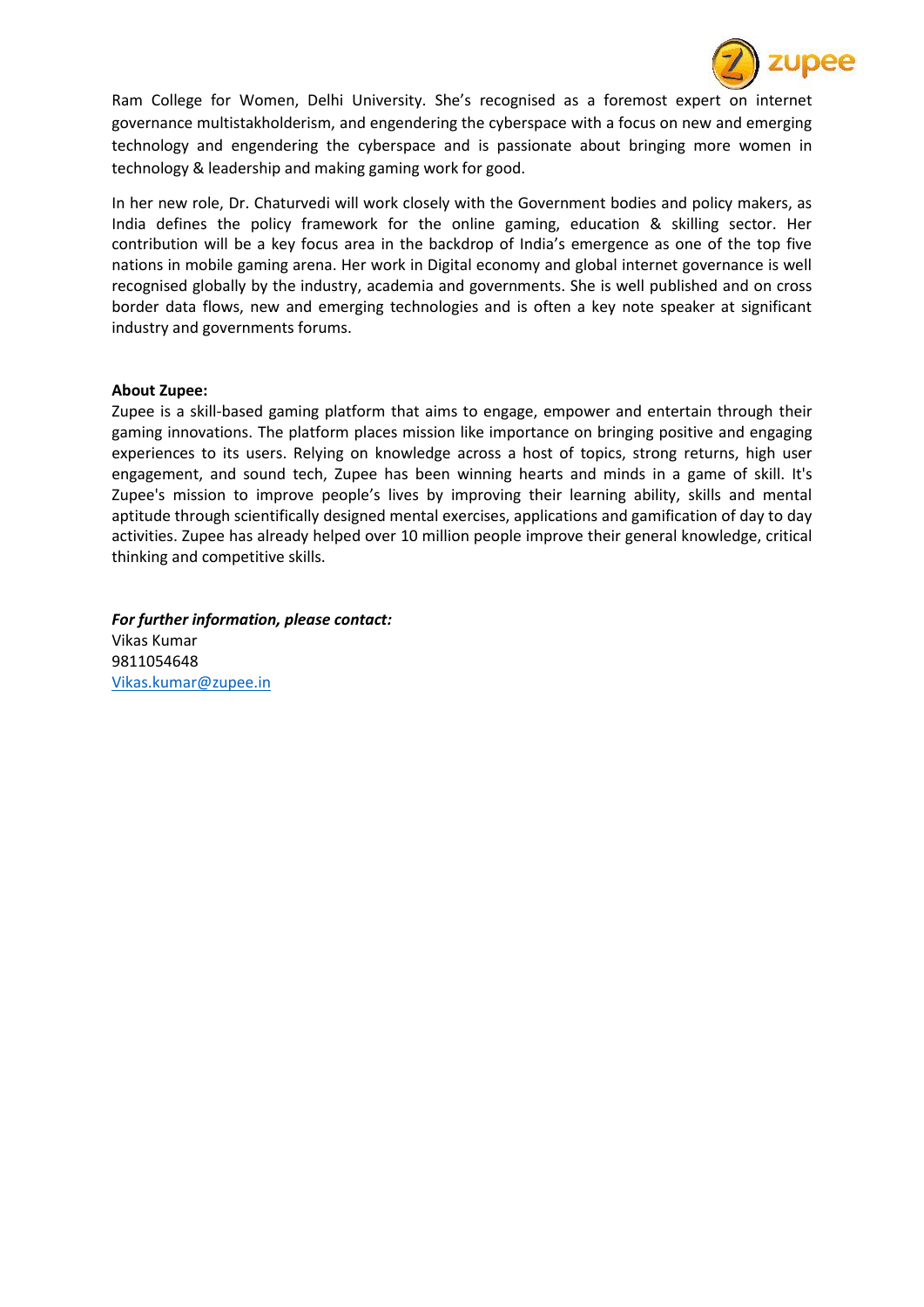Ram College for Women, Delhi University. She's recognised as a foremost expert on internet governance multistakholderism, and engendering the cyberspace with a focus on new and emerging technology and engendering the cyberspace and is passionate about bringing more women in technology & leadership and making gaming work for good.

In her new role, Dr. Chaturvedi will work closely with the Government bodies and policy makers, as India defines the policy framework for the online gaming, education & skilling sector. Her contribution will be a key focus area in the backdrop of India's emergence as one of the top five nations in mobile gaming arena. Her work in Digital economy and global internet governance is well recognised globally by the industry, academia and governments. She is well published and on cross border data flows, new and emerging technologies and is often a key note speaker at significant industry and governments forums.

**About Zupee:**
Zupee is a skill-based gaming platform that aims to engage, empower and entertain through their gaming innovations. The platform places mission like importance on bringing positive and engaging experiences to its users. Relying on knowledge across a host of topics, strong returns, high user engagement, and sound tech, Zupee has been winning hearts and minds in a game of skill. It's Zupee's mission to improve people's lives by improving their learning ability, skills and mental aptitude through scientifically designed mental exercises, applications and gamification of day to day activities. Zupee has already helped over 10 million people improve their general knowledge, critical thinking and competitive skills.

***For further information, please contact:***
Vikas Kumar
9811054648
Vikas.kumar@zupee.in